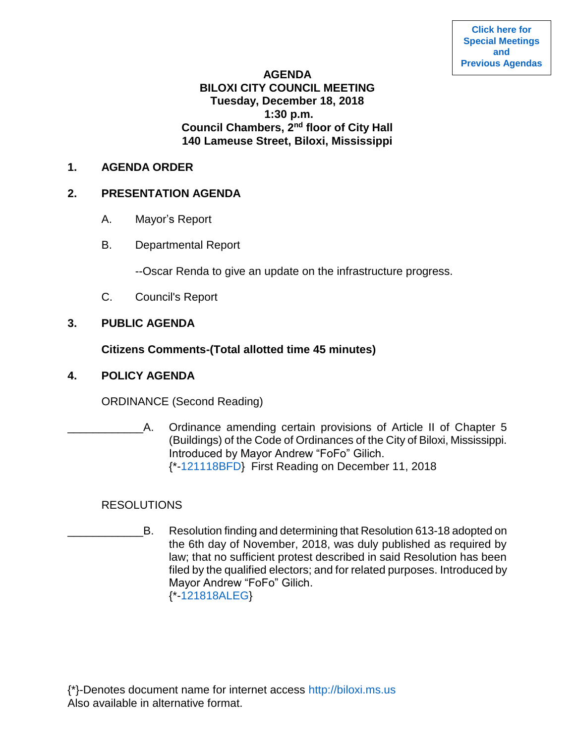Click here for Special Meetings and Previous Agendas

# AGENDA
## BILOXI CITY COUNCIL MEETING
**Tuesday, December 18, 2018**
**1:30 p.m.**
**Council Chambers, 2nd floor of City Hall**
**140 Lameuse Street, Biloxi, Mississippi**

**1. AGENDA ORDER**

**2. PRESENTATION AGENDA**

A. Mayor's Report

B. Departmental Report

--Oscar Renda to give an update on the infrastructure progress.

C. Council's Report

**3. PUBLIC AGENDA**

**Citizens Comments-(Total allotted time 45 minutes)**

**4. POLICY AGENDA**

ORDINANCE (Second Reading)

____________A. Ordinance amending certain provisions of Article II of Chapter 5 (Buildings) of the Code of Ordinances of the City of Biloxi, Mississippi. Introduced by Mayor Andrew "FoFo" Gilich.
{*-121118BFD} First Reading on December 11, 2018

RESOLUTIONS

____________B. Resolution finding and determining that Resolution 613-18 adopted on the 6th day of November, 2018, was duly published as required by law; that no sufficient protest described in said Resolution has been filed by the qualified electors; and for related purposes. Introduced by Mayor Andrew "FoFo" Gilich.
{*-121818ALEG}

{*}-Denotes document name for internet access http://biloxi.ms.us
Also available in alternative format.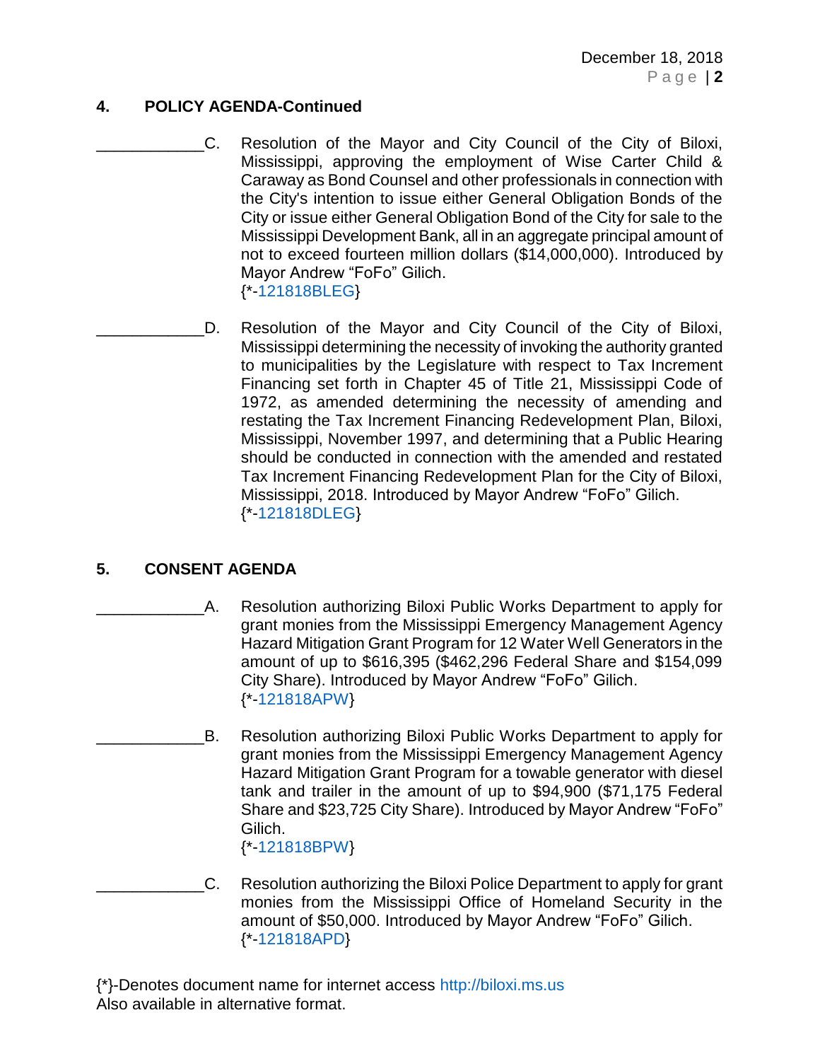## 4. POLICY AGENDA-Continued

____________C. Resolution of the Mayor and City Council of the City of Biloxi, Mississippi, approving the employment of Wise Carter Child & Caraway as Bond Counsel and other professionals in connection with the City's intention to issue either General Obligation Bonds of the City or issue either General Obligation Bond of the City for sale to the Mississippi Development Bank, all in an aggregate principal amount of not to exceed fourteen million dollars ($14,000,000). Introduced by Mayor Andrew "FoFo" Gilich.
{*-121818BLEG}

____________D. Resolution of the Mayor and City Council of the City of Biloxi, Mississippi determining the necessity of invoking the authority granted to municipalities by the Legislature with respect to Tax Increment Financing set forth in Chapter 45 of Title 21, Mississippi Code of 1972, as amended determining the necessity of amending and restating the Tax Increment Financing Redevelopment Plan, Biloxi, Mississippi, November 1997, and determining that a Public Hearing should be conducted in connection with the amended and restated Tax Increment Financing Redevelopment Plan for the City of Biloxi, Mississippi, 2018. Introduced by Mayor Andrew "FoFo" Gilich.
{*-121818DLEG}

## 5. CONSENT AGENDA

____________A. Resolution authorizing Biloxi Public Works Department to apply for grant monies from the Mississippi Emergency Management Agency Hazard Mitigation Grant Program for 12 Water Well Generators in the amount of up to $616,395 ($462,296 Federal Share and $154,099 City Share). Introduced by Mayor Andrew "FoFo" Gilich.
{*-121818APW}

____________B. Resolution authorizing Biloxi Public Works Department to apply for grant monies from the Mississippi Emergency Management Agency Hazard Mitigation Grant Program for a towable generator with diesel tank and trailer in the amount of up to $94,900 ($71,175 Federal Share and $23,725 City Share). Introduced by Mayor Andrew "FoFo" Gilich.
{*-121818BPW}

____________C. Resolution authorizing the Biloxi Police Department to apply for grant monies from the Mississippi Office of Homeland Security in the amount of $50,000. Introduced by Mayor Andrew "FoFo" Gilich.
{*-121818APD}

{*}-Denotes document name for internet access http://biloxi.ms.us
Also available in alternative format.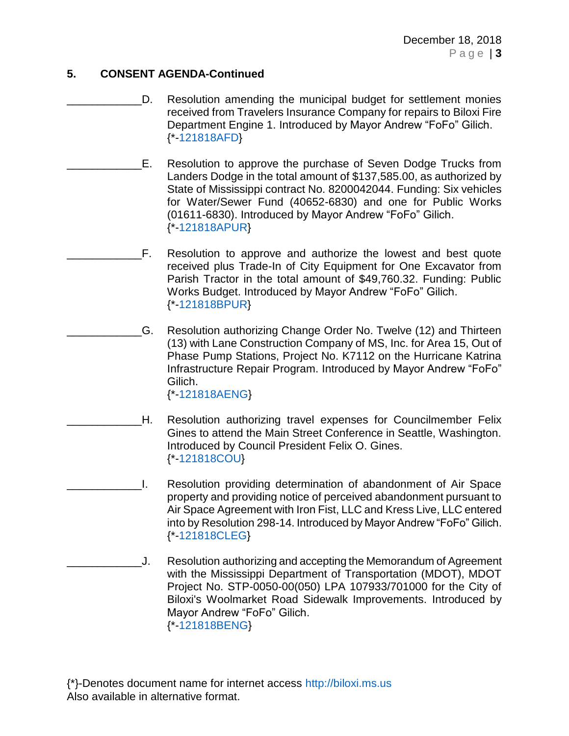## 5. CONSENT AGENDA-Continued

____________D. Resolution amending the municipal budget for settlement monies received from Travelers Insurance Company for repairs to Biloxi Fire Department Engine 1. Introduced by Mayor Andrew "FoFo" Gilich.
{*-121818AFD}

____________E. Resolution to approve the purchase of Seven Dodge Trucks from Landers Dodge in the total amount of $137,585.00, as authorized by State of Mississippi contract No. 8200042044. Funding: Six vehicles for Water/Sewer Fund (40652-6830) and one for Public Works (01611-6830). Introduced by Mayor Andrew "FoFo" Gilich.
{*-121818APUR}

____________F. Resolution to approve and authorize the lowest and best quote received plus Trade-In of City Equipment for One Excavator from Parish Tractor in the total amount of $49,760.32. Funding: Public Works Budget. Introduced by Mayor Andrew "FoFo" Gilich.
{*-121818BPUR}

____________G. Resolution authorizing Change Order No. Twelve (12) and Thirteen (13) with Lane Construction Company of MS, Inc. for Area 15, Out of Phase Pump Stations, Project No. K7112 on the Hurricane Katrina Infrastructure Repair Program. Introduced by Mayor Andrew "FoFo" Gilich.
{*-121818AENG}

____________H. Resolution authorizing travel expenses for Councilmember Felix Gines to attend the Main Street Conference in Seattle, Washington. Introduced by Council President Felix O. Gines.
{*-121818COU}

____________I. Resolution providing determination of abandonment of Air Space property and providing notice of perceived abandonment pursuant to Air Space Agreement with Iron Fist, LLC and Kress Live, LLC entered into by Resolution 298-14. Introduced by Mayor Andrew "FoFo" Gilich.
{*-121818CLEG}

____________J. Resolution authorizing and accepting the Memorandum of Agreement with the Mississippi Department of Transportation (MDOT), MDOT Project No. STP-0050-00(050) LPA 107933/701000 for the City of Biloxi's Woolmarket Road Sidewalk Improvements. Introduced by Mayor Andrew "FoFo" Gilich.
{*-121818BENG}

{*}-Denotes document name for internet access http://biloxi.ms.us
Also available in alternative format.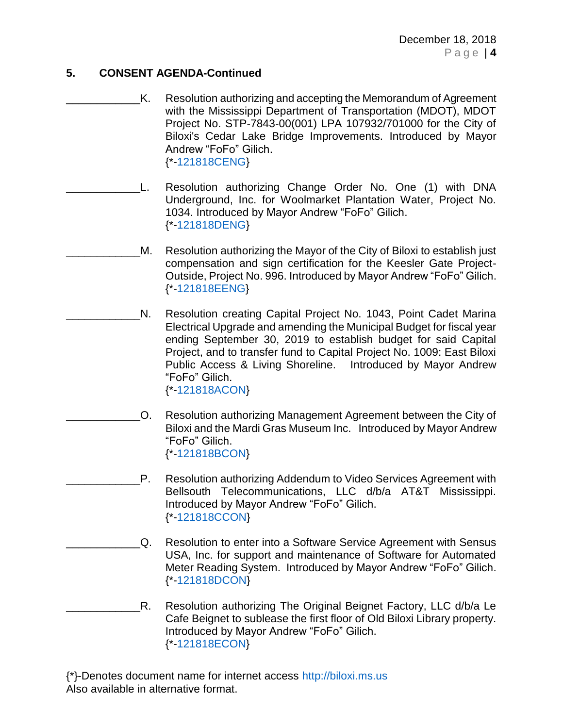## 5. CONSENT AGENDA-Continued

____________K. Resolution authorizing and accepting the Memorandum of Agreement with the Mississippi Department of Transportation (MDOT), MDOT Project No. STP-7843-00(001) LPA 107932/701000 for the City of Biloxi's Cedar Lake Bridge Improvements. Introduced by Mayor Andrew "FoFo" Gilich.
{*-121818CENG}

____________L. Resolution authorizing Change Order No. One (1) with DNA Underground, Inc. for Woolmarket Plantation Water, Project No. 1034. Introduced by Mayor Andrew "FoFo" Gilich.
{*-121818DENG}

____________M. Resolution authorizing the Mayor of the City of Biloxi to establish just compensation and sign certification for the Keesler Gate Project-Outside, Project No. 996. Introduced by Mayor Andrew "FoFo" Gilich.
{*-121818EENG}

____________N. Resolution creating Capital Project No. 1043, Point Cadet Marina Electrical Upgrade and amending the Municipal Budget for fiscal year ending September 30, 2019 to establish budget for said Capital Project, and to transfer fund to Capital Project No. 1009: East Biloxi Public Access & Living Shoreline. Introduced by Mayor Andrew "FoFo" Gilich.
{*-121818ACON}

____________O. Resolution authorizing Management Agreement between the City of Biloxi and the Mardi Gras Museum Inc. Introduced by Mayor Andrew "FoFo" Gilich.
{*-121818BCON}

____________P. Resolution authorizing Addendum to Video Services Agreement with Bellsouth Telecommunications, LLC d/b/a AT&T Mississippi. Introduced by Mayor Andrew "FoFo" Gilich.
{*-121818CCON}

____________Q. Resolution to enter into a Software Service Agreement with Sensus USA, Inc. for support and maintenance of Software for Automated Meter Reading System. Introduced by Mayor Andrew "FoFo" Gilich.
{*-121818DCON}

____________R. Resolution authorizing The Original Beignet Factory, LLC d/b/a Le Cafe Beignet to sublease the first floor of Old Biloxi Library property. Introduced by Mayor Andrew "FoFo" Gilich.
{*-121818ECON}

{*}-Denotes document name for internet access http://biloxi.ms.us
Also available in alternative format.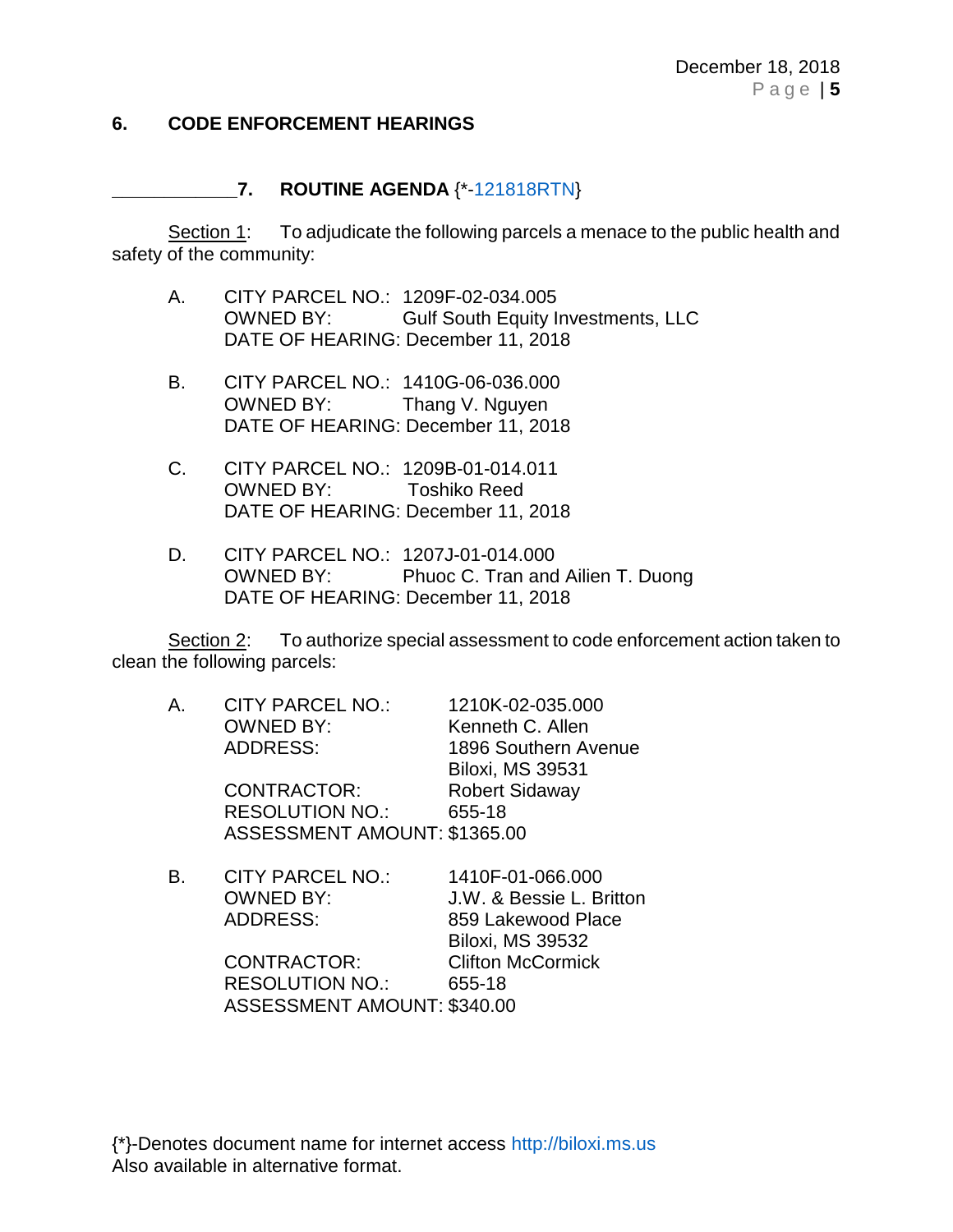## 6. CODE ENFORCEMENT HEARINGS

## ____________7. ROUTINE AGENDA {*-121818RTN}

Section 1: To adjudicate the following parcels a menace to the public health and safety of the community:

A. CITY PARCEL NO.: 1209F-02-034.005
OWNED BY: Gulf South Equity Investments, LLC
DATE OF HEARING: December 11, 2018

B. CITY PARCEL NO.: 1410G-06-036.000
OWNED BY: Thang V. Nguyen
DATE OF HEARING: December 11, 2018

C. CITY PARCEL NO.: 1209B-01-014.011
OWNED BY: Toshiko Reed
DATE OF HEARING: December 11, 2018

D. CITY PARCEL NO.: 1207J-01-014.000
OWNED BY: Phuoc C. Tran and Ailien T. Duong
DATE OF HEARING: December 11, 2018

Section 2: To authorize special assessment to code enforcement action taken to clean the following parcels:

A. CITY PARCEL NO.: 1210K-02-035.000
OWNED BY: Kenneth C. Allen
ADDRESS: 1896 Southern Avenue
Biloxi, MS 39531
CONTRACTOR: Robert Sidaway
RESOLUTION NO.: 655-18
ASSESSMENT AMOUNT: $1365.00

B. CITY PARCEL NO.: 1410F-01-066.000
OWNED BY: J.W. & Bessie L. Britton
ADDRESS: 859 Lakewood Place
Biloxi, MS 39532
CONTRACTOR: Clifton McCormick
RESOLUTION NO.: 655-18
ASSESSMENT AMOUNT: $340.00

{*}-Denotes document name for internet access http://biloxi.ms.us
Also available in alternative format.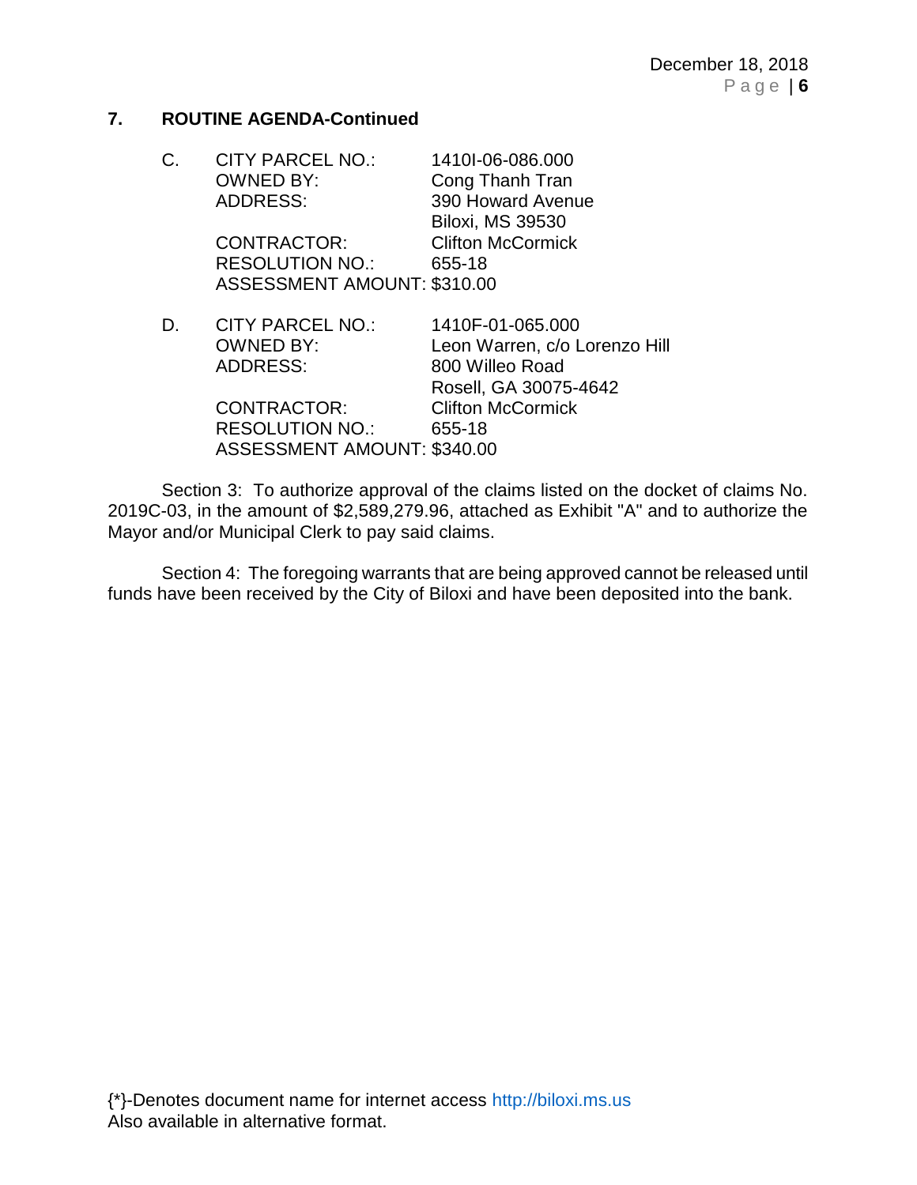## 7. ROUTINE AGENDA-Continued

C. CITY PARCEL NO.: 1410I-06-086.000
OWNED BY: Cong Thanh Tran
ADDRESS: 390 Howard Avenue
Biloxi, MS 39530
CONTRACTOR: Clifton McCormick
RESOLUTION NO.: 655-18
ASSESSMENT AMOUNT: $310.00

D. CITY PARCEL NO.: 1410F-01-065.000
OWNED BY: Leon Warren, c/o Lorenzo Hill
ADDRESS: 800 Willeo Road
Rosell, GA 30075-4642
CONTRACTOR: Clifton McCormick
RESOLUTION NO.: 655-18
ASSESSMENT AMOUNT: $340.00

Section 3: To authorize approval of the claims listed on the docket of claims No. 2019C-03, in the amount of $2,589,279.96, attached as Exhibit "A" and to authorize the Mayor and/or Municipal Clerk to pay said claims.

Section 4: The foregoing warrants that are being approved cannot be released until funds have been received by the City of Biloxi and have been deposited into the bank.

{*}-Denotes document name for internet access http://biloxi.ms.us
Also available in alternative format.